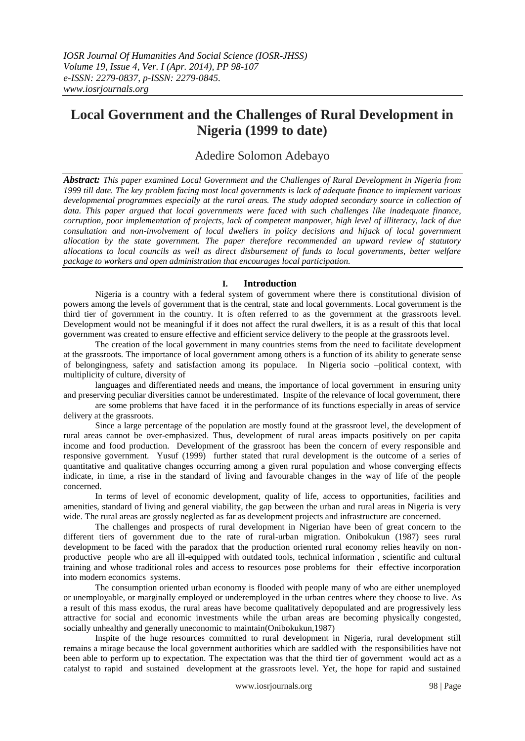# Local Government and the Challenges of Rural Development in Nigeria (1999 to date)

Adedire Solomon Adebayo

***Abstract:*** *This paper examined Local Government and the Challenges of Rural Development in Nigeria from 1999 till date. The key problem facing most local governments is lack of adequate finance to implement various developmental programmes especially at the rural areas. The study adopted secondary source in collection of data. This paper argued that local governments were faced with such challenges like inadequate finance, corruption, poor implementation of projects, lack of competent manpower, high level of illiteracy, lack of due consultation and non-involvement of local dwellers in policy decisions and hijack of local government allocation by the state government. The paper therefore recommended an upward review of statutory allocations to local councils as well as direct disbursement of funds to local governments, better welfare package to workers and open administration that encourages local participation.*

## I. Introduction

Nigeria is a country with a federal system of government where there is constitutional division of powers among the levels of government that is the central, state and local governments. Local government is the third tier of government in the country. It is often referred to as the government at the grassroots level. Development would not be meaningful if it does not affect the rural dwellers, it is as a result of this that local government was created to ensure effective and efficient service delivery to the people at the grassroots level.

The creation of the local government in many countries stems from the need to facilitate development at the grassroots. The importance of local government among others is a function of its ability to generate sense of belongingness, safety and satisfaction among its populace. In Nigeria socio –political context, with multiplicity of culture, diversity of languages and differentiated needs and means, the importance of local government in ensuring unity and preserving peculiar diversities cannot be underestimated. Inspite of the relevance of local government, there are some problems that have faced it in the performance of its functions especially in areas of service delivery at the grassroots.

Since a large percentage of the population are mostly found at the grassroot level, the development of rural areas cannot be over-emphasized. Thus, development of rural areas impacts positively on per capita income and food production. Development of the grassroot has been the concern of every responsible and responsive government. Yusuf (1999) further stated that rural development is the outcome of a series of quantitative and qualitative changes occurring among a given rural population and whose converging effects indicate, in time, a rise in the standard of living and favourable changes in the way of life of the people concerned.

In terms of level of economic development, quality of life, access to opportunities, facilities and amenities, standard of living and general viability, the gap between the urban and rural areas in Nigeria is very wide. The rural areas are grossly neglected as far as development projects and infrastructure are concerned.

The challenges and prospects of rural development in Nigerian have been of great concern to the different tiers of government due to the rate of rural-urban migration. Onibokukun (1987) sees rural development to be faced with the paradox that the production oriented rural economy relies heavily on non-productive people who are all ill-equipped with outdated tools, technical information , scientific and cultural training and whose traditional roles and access to resources pose problems for their effective incorporation into modern economics systems.

The consumption oriented urban economy is flooded with people many of who are either unemployed or unemployable, or marginally employed or underemployed in the urban centres where they choose to live. As a result of this mass exodus, the rural areas have become qualitatively depopulated and are progressively less attractive for social and economic investments while the urban areas are becoming physically congested, socially unhealthy and generally uneconomic to maintain(Onibokukun,1987)

Inspite of the huge resources committed to rural development in Nigeria, rural development still remains a mirage because the local government authorities which are saddled with the responsibilities have not been able to perform up to expectation. The expectation was that the third tier of government would act as a catalyst to rapid and sustained development at the grassroots level. Yet, the hope for rapid and sustained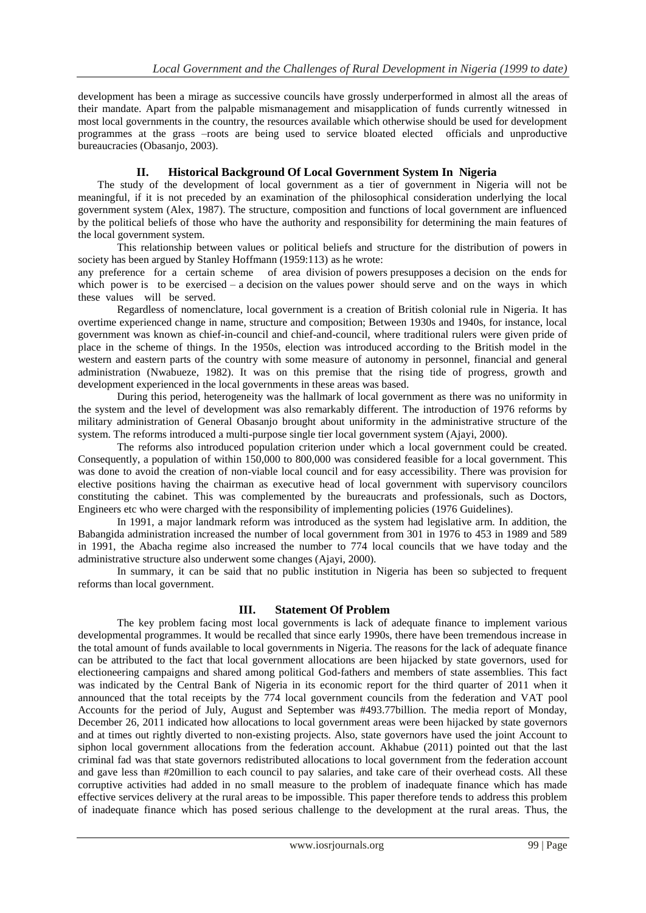development has been a mirage as successive councils have grossly underperformed in almost all the areas of their mandate. Apart from the palpable mismanagement and misapplication of funds currently witnessed in most local governments in the country, the resources available which otherwise should be used for development programmes at the grass –roots are being used to service bloated elected officials and unproductive bureaucracies (Obasanjo, 2003).

## II. Historical Background Of Local Government System In Nigeria

The study of the development of local government as a tier of government in Nigeria will not be meaningful, if it is not preceded by an examination of the philosophical consideration underlying the local government system (Alex, 1987). The structure, composition and functions of local government are influenced by the political beliefs of those who have the authority and responsibility for determining the main features of the local government system.

This relationship between values or political beliefs and structure for the distribution of powers in society has been argued by Stanley Hoffmann (1959:113) as he wrote:

any preference for a certain scheme of area division of powers presupposes a decision on the ends for which power is to be exercised – a decision on the values power should serve and on the ways in which these values will be served.

Regardless of nomenclature, local government is a creation of British colonial rule in Nigeria. It has overtime experienced change in name, structure and composition; Between 1930s and 1940s, for instance, local government was known as chief-in-council and chief-and-council, where traditional rulers were given pride of place in the scheme of things. In the 1950s, election was introduced according to the British model in the western and eastern parts of the country with some measure of autonomy in personnel, financial and general administration (Nwabueze, 1982). It was on this premise that the rising tide of progress, growth and development experienced in the local governments in these areas was based.

During this period, heterogeneity was the hallmark of local government as there was no uniformity in the system and the level of development was also remarkably different. The introduction of 1976 reforms by military administration of General Obasanjo brought about uniformity in the administrative structure of the system. The reforms introduced a multi-purpose single tier local government system (Ajayi, 2000).

The reforms also introduced population criterion under which a local government could be created. Consequently, a population of within 150,000 to 800,000 was considered feasible for a local government. This was done to avoid the creation of non-viable local council and for easy accessibility. There was provision for elective positions having the chairman as executive head of local government with supervisory councilors constituting the cabinet. This was complemented by the bureaucrats and professionals, such as Doctors, Engineers etc who were charged with the responsibility of implementing policies (1976 Guidelines).

In 1991, a major landmark reform was introduced as the system had legislative arm. In addition, the Babangida administration increased the number of local government from 301 in 1976 to 453 in 1989 and 589 in 1991, the Abacha regime also increased the number to 774 local councils that we have today and the administrative structure also underwent some changes (Ajayi, 2000).

In summary, it can be said that no public institution in Nigeria has been so subjected to frequent reforms than local government.

## III. Statement Of Problem

The key problem facing most local governments is lack of adequate finance to implement various developmental programmes. It would be recalled that since early 1990s, there have been tremendous increase in the total amount of funds available to local governments in Nigeria. The reasons for the lack of adequate finance can be attributed to the fact that local government allocations are been hijacked by state governors, used for electioneering campaigns and shared among political God-fathers and members of state assemblies. This fact was indicated by the Central Bank of Nigeria in its economic report for the third quarter of 2011 when it announced that the total receipts by the 774 local government councils from the federation and VAT pool Accounts for the period of July, August and September was #493.77billion. The media report of Monday, December 26, 2011 indicated how allocations to local government areas were been hijacked by state governors and at times out rightly diverted to non-existing projects. Also, state governors have used the joint Account to siphon local government allocations from the federation account. Akhabue (2011) pointed out that the last criminal fad was that state governors redistributed allocations to local government from the federation account and gave less than #20million to each council to pay salaries, and take care of their overhead costs. All these corruptive activities had added in no small measure to the problem of inadequate finance which has made effective services delivery at the rural areas to be impossible. This paper therefore tends to address this problem of inadequate finance which has posed serious challenge to the development at the rural areas. Thus, the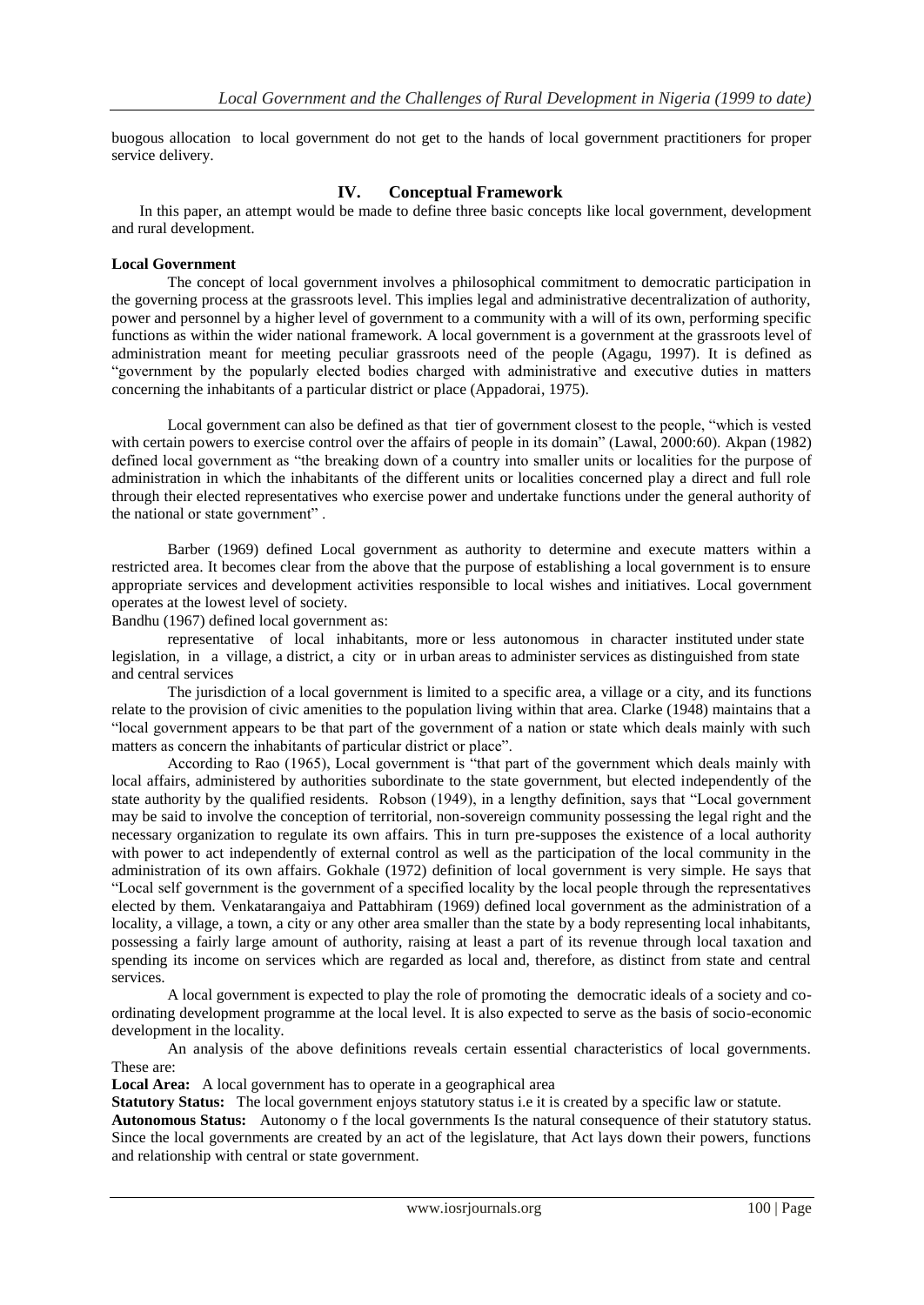buogous allocation to local government do not get to the hands of local government practitioners for proper service delivery.

## IV. Conceptual Framework

In this paper, an attempt would be made to define three basic concepts like local government, development and rural development.

**Local Government**

The concept of local government involves a philosophical commitment to democratic participation in the governing process at the grassroots level. This implies legal and administrative decentralization of authority, power and personnel by a higher level of government to a community with a will of its own, performing specific functions as within the wider national framework. A local government is a government at the grassroots level of administration meant for meeting peculiar grassroots need of the people (Agagu, 1997). It is defined as "government by the popularly elected bodies charged with administrative and executive duties in matters concerning the inhabitants of a particular district or place (Appadorai, 1975).

Local government can also be defined as that tier of government closest to the people, "which is vested with certain powers to exercise control over the affairs of people in its domain" (Lawal, 2000:60). Akpan (1982) defined local government as "the breaking down of a country into smaller units or localities for the purpose of administration in which the inhabitants of the different units or localities concerned play a direct and full role through their elected representatives who exercise power and undertake functions under the general authority of the national or state government" .

Barber (1969) defined Local government as authority to determine and execute matters within a restricted area. It becomes clear from the above that the purpose of establishing a local government is to ensure appropriate services and development activities responsible to local wishes and initiatives. Local government operates at the lowest level of society.

Bandhu (1967) defined local government as:

> representative of local inhabitants, more or less autonomous in character instituted under state legislation, in a village, a district, a city or in urban areas to administer services as distinguished from state and central services

The jurisdiction of a local government is limited to a specific area, a village or a city, and its functions relate to the provision of civic amenities to the population living within that area. Clarke (1948) maintains that a "local government appears to be that part of the government of a nation or state which deals mainly with such matters as concern the inhabitants of particular district or place".

According to Rao (1965), Local government is "that part of the government which deals mainly with local affairs, administered by authorities subordinate to the state government, but elected independently of the state authority by the qualified residents. Robson (1949), in a lengthy definition, says that "Local government may be said to involve the conception of territorial, non-sovereign community possessing the legal right and the necessary organization to regulate its own affairs. This in turn pre-supposes the existence of a local authority with power to act independently of external control as well as the participation of the local community in the administration of its own affairs. Gokhale (1972) definition of local government is very simple. He says that "Local self government is the government of a specified locality by the local people through the representatives elected by them. Venkatarangaiya and Pattabhiram (1969) defined local government as the administration of a locality, a village, a town, a city or any other area smaller than the state by a body representing local inhabitants, possessing a fairly large amount of authority, raising at least a part of its revenue through local taxation and spending its income on services which are regarded as local and, therefore, as distinct from state and central services.

A local government is expected to play the role of promoting the democratic ideals of a society and co-ordinating development programme at the local level. It is also expected to serve as the basis of socio-economic development in the locality.

An analysis of the above definitions reveals certain essential characteristics of local governments. These are:

**Local Area:** A local government has to operate in a geographical area

**Statutory Status:** The local government enjoys statutory status i.e it is created by a specific law or statute.

**Autonomous Status:** Autonomy o f the local governments Is the natural consequence of their statutory status. Since the local governments are created by an act of the legislature, that Act lays down their powers, functions and relationship with central or state government.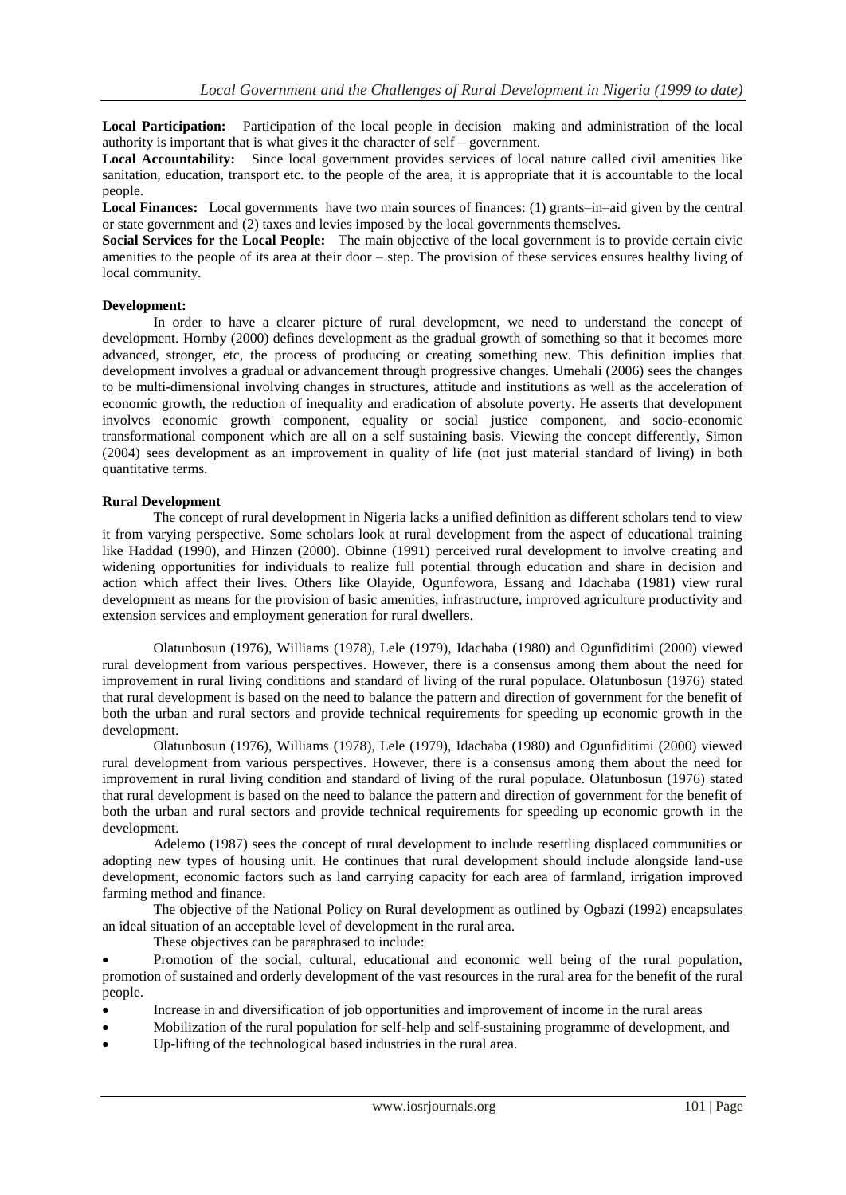**Local Participation:** Participation of the local people in decision making and administration of the local authority is important that is what gives it the character of self – government.

**Local Accountability:** Since local government provides services of local nature called civil amenities like sanitation, education, transport etc. to the people of the area, it is appropriate that it is accountable to the local people.

**Local Finances:** Local governments have two main sources of finances: (1) grants–in–aid given by the central or state government and (2) taxes and levies imposed by the local governments themselves.

**Social Services for the Local People:** The main objective of the local government is to provide certain civic amenities to the people of its area at their door – step. The provision of these services ensures healthy living of local community.

**Development:**

In order to have a clearer picture of rural development, we need to understand the concept of development. Hornby (2000) defines development as the gradual growth of something so that it becomes more advanced, stronger, etc, the process of producing or creating something new. This definition implies that development involves a gradual or advancement through progressive changes. Umehali (2006) sees the changes to be multi-dimensional involving changes in structures, attitude and institutions as well as the acceleration of economic growth, the reduction of inequality and eradication of absolute poverty. He asserts that development involves economic growth component, equality or social justice component, and socio-economic transformational component which are all on a self sustaining basis. Viewing the concept differently, Simon (2004) sees development as an improvement in quality of life (not just material standard of living) in both quantitative terms.

**Rural Development**

The concept of rural development in Nigeria lacks a unified definition as different scholars tend to view it from varying perspective. Some scholars look at rural development from the aspect of educational training like Haddad (1990), and Hinzen (2000). Obinne (1991) perceived rural development to involve creating and widening opportunities for individuals to realize full potential through education and share in decision and action which affect their lives. Others like Olayide, Ogunfowora, Essang and Idachaba (1981) view rural development as means for the provision of basic amenities, infrastructure, improved agriculture productivity and extension services and employment generation for rural dwellers.

Olatunbosun (1976), Williams (1978), Lele (1979), Idachaba (1980) and Ogunfiditimi (2000) viewed rural development from various perspectives. However, there is a consensus among them about the need for improvement in rural living conditions and standard of living of the rural populace. Olatunbosun (1976) stated that rural development is based on the need to balance the pattern and direction of government for the benefit of both the urban and rural sectors and provide technical requirements for speeding up economic growth in the development.

Olatunbosun (1976), Williams (1978), Lele (1979), Idachaba (1980) and Ogunfiditimi (2000) viewed rural development from various perspectives. However, there is a consensus among them about the need for improvement in rural living condition and standard of living of the rural populace. Olatunbosun (1976) stated that rural development is based on the need to balance the pattern and direction of government for the benefit of both the urban and rural sectors and provide technical requirements for speeding up economic growth in the development.

Adelemo (1987) sees the concept of rural development to include resettling displaced communities or adopting new types of housing unit. He continues that rural development should include alongside land-use development, economic factors such as land carrying capacity for each area of farmland, irrigation improved farming method and finance.

The objective of the National Policy on Rural development as outlined by Ogbazi (1992) encapsulates an ideal situation of an acceptable level of development in the rural area.

These objectives can be paraphrased to include:

- Promotion of the social, cultural, educational and economic well being of the rural population, promotion of sustained and orderly development of the vast resources in the rural area for the benefit of the rural people.
- Increase in and diversification of job opportunities and improvement of income in the rural areas
- Mobilization of the rural population for self-help and self-sustaining programme of development, and
- Up-lifting of the technological based industries in the rural area.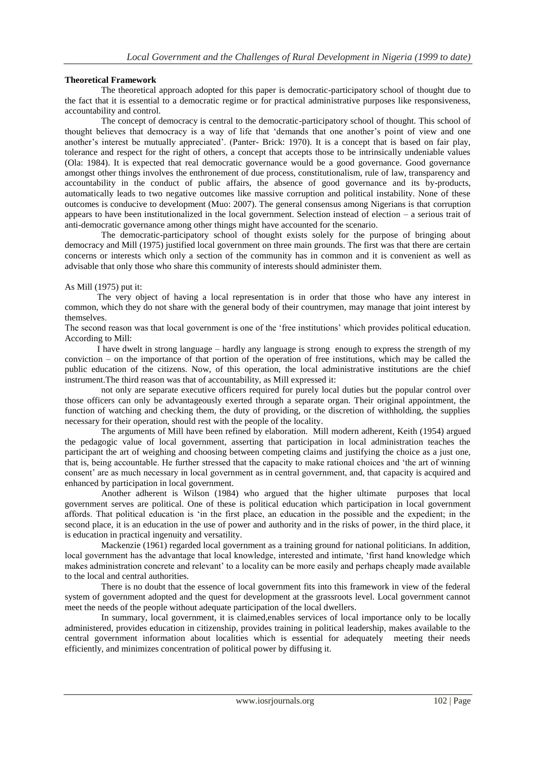**Theoretical Framework**

The theoretical approach adopted for this paper is democratic-participatory school of thought due to the fact that it is essential to a democratic regime or for practical administrative purposes like responsiveness, accountability and control.

The concept of democracy is central to the democratic-participatory school of thought. This school of thought believes that democracy is a way of life that 'demands that one another's point of view and one another's interest be mutually appreciated'. (Panter- Brick: 1970). It is a concept that is based on fair play, tolerance and respect for the right of others, a concept that accepts those to be intrinsically undeniable values (Ola: 1984). It is expected that real democratic governance would be a good governance. Good governance amongst other things involves the enthronement of due process, constitutionalism, rule of law, transparency and accountability in the conduct of public affairs, the absence of good governance and its by-products, automatically leads to two negative outcomes like massive corruption and political instability. None of these outcomes is conducive to development (Muo: 2007). The general consensus among Nigerians is that corruption appears to have been institutionalized in the local government. Selection instead of election – a serious trait of anti-democratic governance among other things might have accounted for the scenario.

The democratic-participatory school of thought exists solely for the purpose of bringing about democracy and Mill (1975) justified local government on three main grounds. The first was that there are certain concerns or interests which only a section of the community has in common and it is convenient as well as advisable that only those who share this community of interests should administer them.

As Mill (1975) put it:

The very object of having a local representation is in order that those who have any interest in common, which they do not share with the general body of their countrymen, may manage that joint interest by themselves.

The second reason was that local government is one of the 'free institutions' which provides political education. According to Mill:

I have dwelt in strong language – hardly any language is strong enough to express the strength of my conviction – on the importance of that portion of the operation of free institutions, which may be called the public education of the citizens. Now, of this operation, the local administrative institutions are the chief instrument.The third reason was that of accountability, as Mill expressed it:

not only are separate executive officers required for purely local duties but the popular control over those officers can only be advantageously exerted through a separate organ. Their original appointment, the function of watching and checking them, the duty of providing, or the discretion of withholding, the supplies necessary for their operation, should rest with the people of the locality.

The arguments of Mill have been refined by elaboration. Mill modern adherent, Keith (1954) argued the pedagogic value of local government, asserting that participation in local administration teaches the participant the art of weighing and choosing between competing claims and justifying the choice as a just one, that is, being accountable. He further stressed that the capacity to make rational choices and 'the art of winning consent' are as much necessary in local government as in central government, and, that capacity is acquired and enhanced by participation in local government.

Another adherent is Wilson (1984) who argued that the higher ultimate purposes that local government serves are political. One of these is political education which participation in local government affords. That political education is 'in the first place, an education in the possible and the expedient; in the second place, it is an education in the use of power and authority and in the risks of power, in the third place, it is education in practical ingenuity and versatility.

Mackenzie (1961) regarded local government as a training ground for national politicians. In addition, local government has the advantage that local knowledge, interested and intimate, 'first hand knowledge which makes administration concrete and relevant' to a locality can be more easily and perhaps cheaply made available to the local and central authorities.

There is no doubt that the essence of local government fits into this framework in view of the federal system of government adopted and the quest for development at the grassroots level. Local government cannot meet the needs of the people without adequate participation of the local dwellers.

In summary, local government, it is claimed,enables services of local importance only to be locally administered, provides education in citizenship, provides training in political leadership, makes available to the central government information about localities which is essential for adequately meeting their needs efficiently, and minimizes concentration of political power by diffusing it.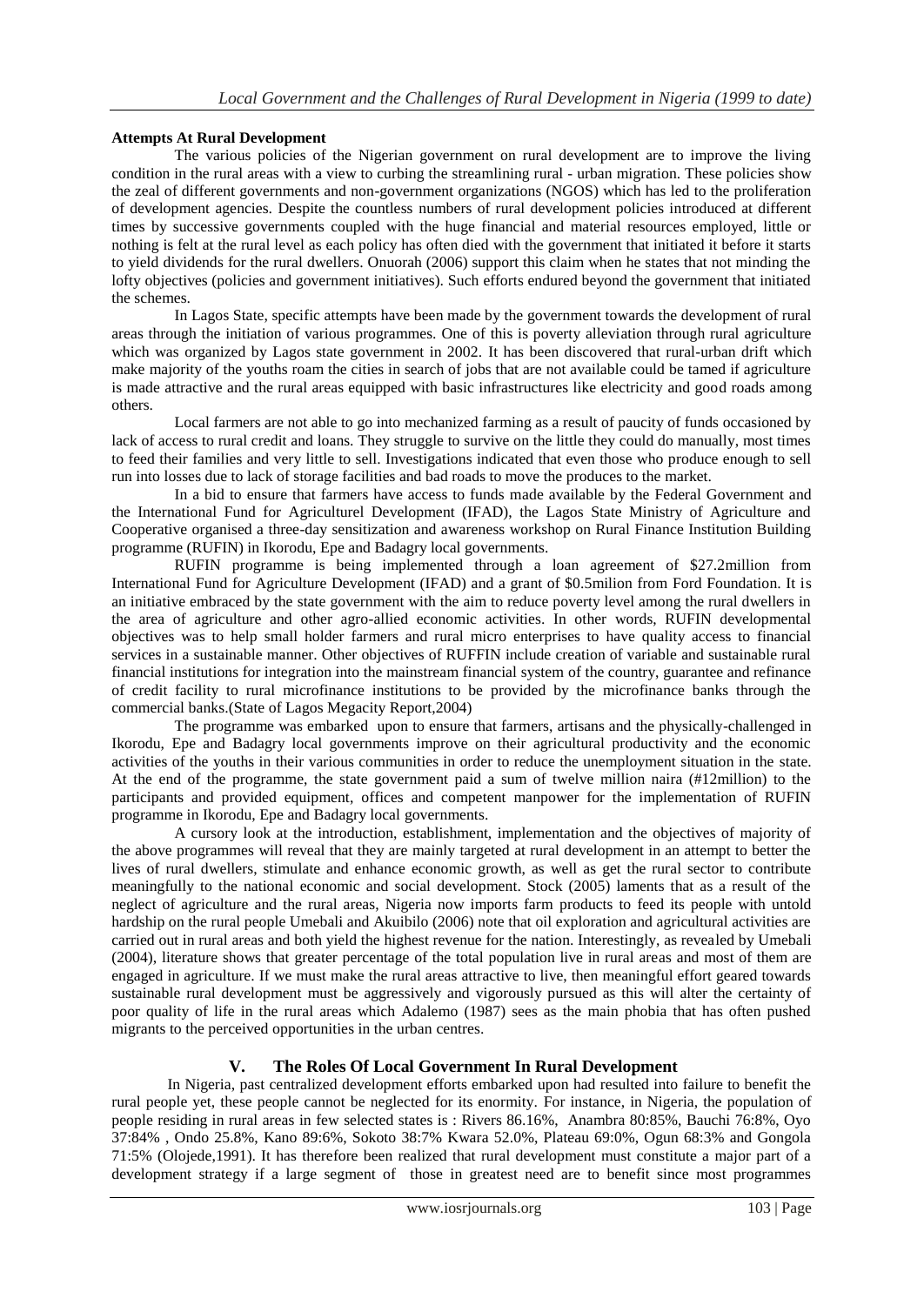**Attempts At Rural Development**

The various policies of the Nigerian government on rural development are to improve the living condition in the rural areas with a view to curbing the streamlining rural - urban migration. These policies show the zeal of different governments and non-government organizations (NGOS) which has led to the proliferation of development agencies. Despite the countless numbers of rural development policies introduced at different times by successive governments coupled with the huge financial and material resources employed, little or nothing is felt at the rural level as each policy has often died with the government that initiated it before it starts to yield dividends for the rural dwellers. Onuorah (2006) support this claim when he states that not minding the lofty objectives (policies and government initiatives). Such efforts endured beyond the government that initiated the schemes.

In Lagos State, specific attempts have been made by the government towards the development of rural areas through the initiation of various programmes. One of this is poverty alleviation through rural agriculture which was organized by Lagos state government in 2002. It has been discovered that rural-urban drift which make majority of the youths roam the cities in search of jobs that are not available could be tamed if agriculture is made attractive and the rural areas equipped with basic infrastructures like electricity and good roads among others.

Local farmers are not able to go into mechanized farming as a result of paucity of funds occasioned by lack of access to rural credit and loans. They struggle to survive on the little they could do manually, most times to feed their families and very little to sell. Investigations indicated that even those who produce enough to sell run into losses due to lack of storage facilities and bad roads to move the produces to the market.

In a bid to ensure that farmers have access to funds made available by the Federal Government and the International Fund for Agriculturel Development (IFAD), the Lagos State Ministry of Agriculture and Cooperative organised a three-day sensitization and awareness workshop on Rural Finance Institution Building programme (RUFIN) in Ikorodu, Epe and Badagry local governments.

RUFIN programme is being implemented through a loan agreement of $27.2million from International Fund for Agriculture Development (IFAD) and a grant of $0.5milion from Ford Foundation. It is an initiative embraced by the state government with the aim to reduce poverty level among the rural dwellers in the area of agriculture and other agro-allied economic activities. In other words, RUFIN developmental objectives was to help small holder farmers and rural micro enterprises to have quality access to financial services in a sustainable manner. Other objectives of RUFFIN include creation of variable and sustainable rural financial institutions for integration into the mainstream financial system of the country, guarantee and refinance of credit facility to rural microfinance institutions to be provided by the microfinance banks through the commercial banks.(State of Lagos Megacity Report,2004)

The programme was embarked upon to ensure that farmers, artisans and the physically-challenged in Ikorodu, Epe and Badagry local governments improve on their agricultural productivity and the economic activities of the youths in their various communities in order to reduce the unemployment situation in the state. At the end of the programme, the state government paid a sum of twelve million naira (#12million) to the participants and provided equipment, offices and competent manpower for the implementation of RUFIN programme in Ikorodu, Epe and Badagry local governments.

A cursory look at the introduction, establishment, implementation and the objectives of majority of the above programmes will reveal that they are mainly targeted at rural development in an attempt to better the lives of rural dwellers, stimulate and enhance economic growth, as well as get the rural sector to contribute meaningfully to the national economic and social development. Stock (2005) laments that as a result of the neglect of agriculture and the rural areas, Nigeria now imports farm products to feed its people with untold hardship on the rural people Umebali and Akuibilo (2006) note that oil exploration and agricultural activities are carried out in rural areas and both yield the highest revenue for the nation. Interestingly, as revealed by Umebali (2004), literature shows that greater percentage of the total population live in rural areas and most of them are engaged in agriculture. If we must make the rural areas attractive to live, then meaningful effort geared towards sustainable rural development must be aggressively and vigorously pursued as this will alter the certainty of poor quality of life in the rural areas which Adalemo (1987) sees as the main phobia that has often pushed migrants to the perceived opportunities in the urban centres.

## V. The Roles Of Local Government In Rural Development

In Nigeria, past centralized development efforts embarked upon had resulted into failure to benefit the rural people yet, these people cannot be neglected for its enormity. For instance, in Nigeria, the population of people residing in rural areas in few selected states is : Rivers 86.16%, Anambra 80:85%, Bauchi 76:8%, Oyo 37:84% , Ondo 25.8%, Kano 89:6%, Sokoto 38:7% Kwara 52.0%, Plateau 69:0%, Ogun 68:3% and Gongola 71:5% (Olojede,1991). It has therefore been realized that rural development must constitute a major part of a development strategy if a large segment of those in greatest need are to benefit since most programmes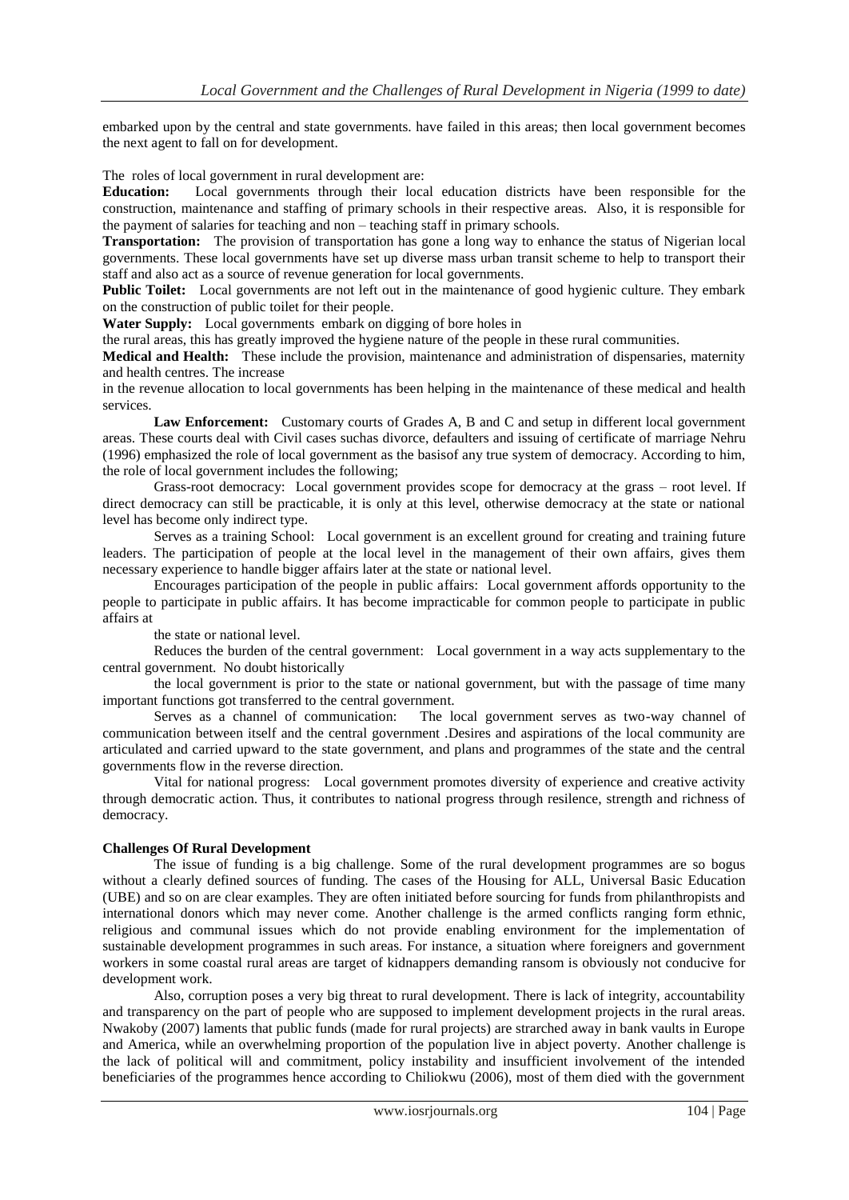embarked upon by the central and state governments. have failed in this areas; then local government becomes the next agent to fall on for development.

The roles of local government in rural development are:

**Education:** Local governments through their local education districts have been responsible for the construction, maintenance and staffing of primary schools in their respective areas. Also, it is responsible for the payment of salaries for teaching and non – teaching staff in primary schools.

**Transportation:** The provision of transportation has gone a long way to enhance the status of Nigerian local governments. These local governments have set up diverse mass urban transit scheme to help to transport their staff and also act as a source of revenue generation for local governments.

**Public Toilet:** Local governments are not left out in the maintenance of good hygienic culture. They embark on the construction of public toilet for their people.

**Water Supply:** Local governments embark on digging of bore holes in the rural areas, this has greatly improved the hygiene nature of the people in these rural communities.

**Medical and Health:** These include the provision, maintenance and administration of dispensaries, maternity and health centres. The increase in the revenue allocation to local governments has been helping in the maintenance of these medical and health services.

**Law Enforcement:** Customary courts of Grades A, B and C and setup in different local government areas. These courts deal with Civil cases suchas divorce, defaulters and issuing of certificate of marriage Nehru (1996) emphasized the role of local government as the basisof any true system of democracy. According to him, the role of local government includes the following;

Grass-root democracy: Local government provides scope for democracy at the grass – root level. If direct democracy can still be practicable, it is only at this level, otherwise democracy at the state or national level has become only indirect type.

Serves as a training School: Local government is an excellent ground for creating and training future leaders. The participation of people at the local level in the management of their own affairs, gives them necessary experience to handle bigger affairs later at the state or national level.

Encourages participation of the people in public affairs: Local government affords opportunity to the people to participate in public affairs. It has become impracticable for common people to participate in public affairs at the state or national level.

Reduces the burden of the central government: Local government in a way acts supplementary to the central government. No doubt historically the local government is prior to the state or national government, but with the passage of time many important functions got transferred to the central government.

Serves as a channel of communication: The local government serves as two-way channel of communication between itself and the central government .Desires and aspirations of the local community are articulated and carried upward to the state government, and plans and programmes of the state and the central governments flow in the reverse direction.

Vital for national progress: Local government promotes diversity of experience and creative activity through democratic action. Thus, it contributes to national progress through resilence, strength and richness of democracy.

## Challenges Of Rural Development

The issue of funding is a big challenge. Some of the rural development programmes are so bogus without a clearly defined sources of funding. The cases of the Housing for ALL, Universal Basic Education (UBE) and so on are clear examples. They are often initiated before sourcing for funds from philanthropists and international donors which may never come. Another challenge is the armed conflicts ranging form ethnic, religious and communal issues which do not provide enabling environment for the implementation of sustainable development programmes in such areas. For instance, a situation where foreigners and government workers in some coastal rural areas are target of kidnappers demanding ransom is obviously not conducive for development work.

Also, corruption poses a very big threat to rural development. There is lack of integrity, accountability and transparency on the part of people who are supposed to implement development projects in the rural areas. Nwakoby (2007) laments that public funds (made for rural projects) are strarched away in bank vaults in Europe and America, while an overwhelming proportion of the population live in abject poverty. Another challenge is the lack of political will and commitment, policy instability and insufficient involvement of the intended beneficiaries of the programmes hence according to Chiliokwu (2006), most of them died with the government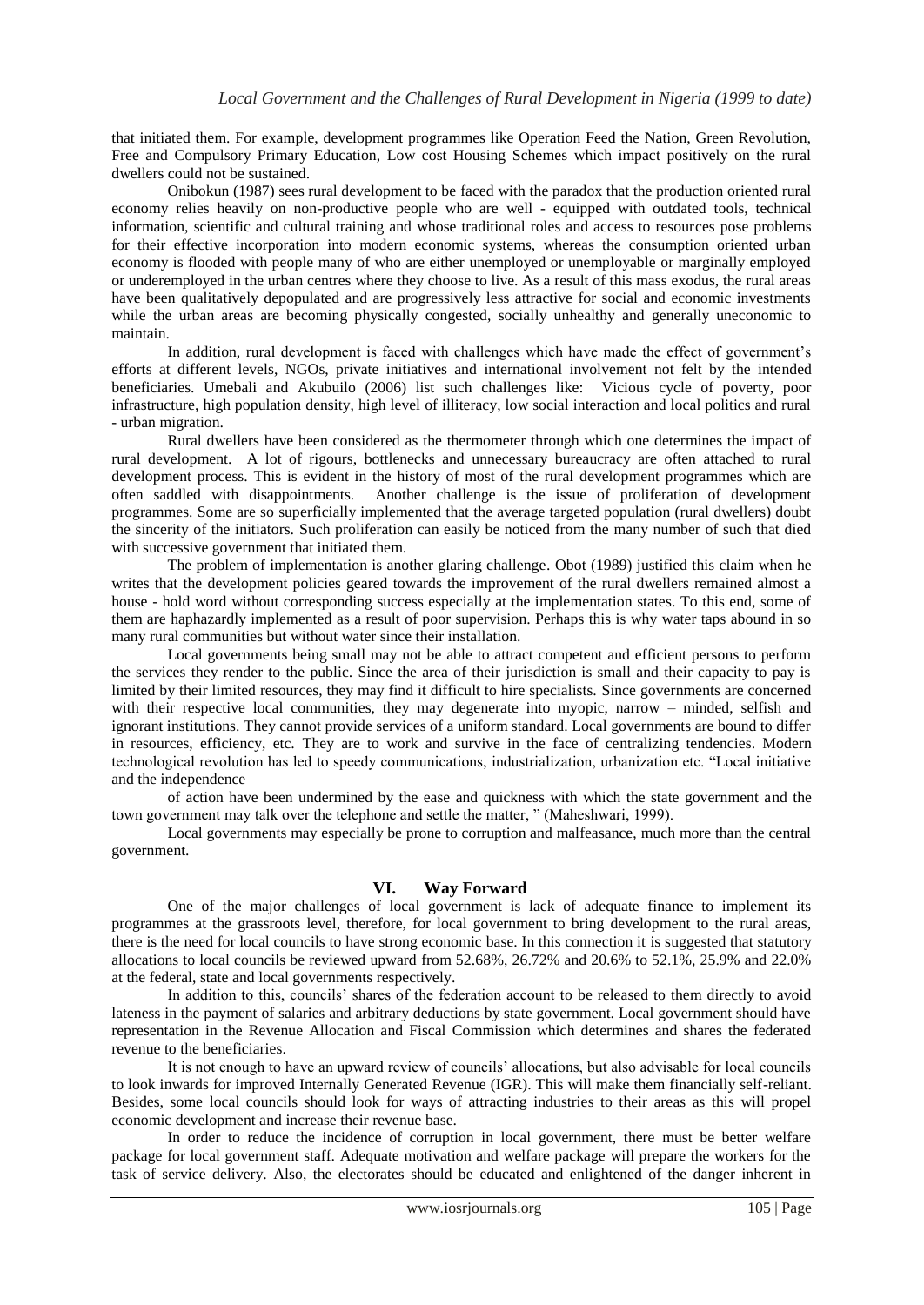that initiated them. For example, development programmes like Operation Feed the Nation, Green Revolution, Free and Compulsory Primary Education, Low cost Housing Schemes which impact positively on the rural dwellers could not be sustained.

Onibokun (1987) sees rural development to be faced with the paradox that the production oriented rural economy relies heavily on non-productive people who are well - equipped with outdated tools, technical information, scientific and cultural training and whose traditional roles and access to resources pose problems for their effective incorporation into modern economic systems, whereas the consumption oriented urban economy is flooded with people many of who are either unemployed or unemployable or marginally employed or underemployed in the urban centres where they choose to live. As a result of this mass exodus, the rural areas have been qualitatively depopulated and are progressively less attractive for social and economic investments while the urban areas are becoming physically congested, socially unhealthy and generally uneconomic to maintain.

In addition, rural development is faced with challenges which have made the effect of government's efforts at different levels, NGOs, private initiatives and international involvement not felt by the intended beneficiaries. Umebali and Akubuilo (2006) list such challenges like: Vicious cycle of poverty, poor infrastructure, high population density, high level of illiteracy, low social interaction and local politics and rural - urban migration.

Rural dwellers have been considered as the thermometer through which one determines the impact of rural development. A lot of rigours, bottlenecks and unnecessary bureaucracy are often attached to rural development process. This is evident in the history of most of the rural development programmes which are often saddled with disappointments. Another challenge is the issue of proliferation of development programmes. Some are so superficially implemented that the average targeted population (rural dwellers) doubt the sincerity of the initiators. Such proliferation can easily be noticed from the many number of such that died with successive government that initiated them.

The problem of implementation is another glaring challenge. Obot (1989) justified this claim when he writes that the development policies geared towards the improvement of the rural dwellers remained almost a house - hold word without corresponding success especially at the implementation states. To this end, some of them are haphazardly implemented as a result of poor supervision. Perhaps this is why water taps abound in so many rural communities but without water since their installation.

Local governments being small may not be able to attract competent and efficient persons to perform the services they render to the public. Since the area of their jurisdiction is small and their capacity to pay is limited by their limited resources, they may find it difficult to hire specialists. Since governments are concerned with their respective local communities, they may degenerate into myopic, narrow – minded, selfish and ignorant institutions. They cannot provide services of a uniform standard. Local governments are bound to differ in resources, efficiency, etc. They are to work and survive in the face of centralizing tendencies. Modern technological revolution has led to speedy communications, industrialization, urbanization etc. "Local initiative and the independence of action have been undermined by the ease and quickness with which the state government and the town government may talk over the telephone and settle the matter, " (Maheshwari, 1999).

Local governments may especially be prone to corruption and malfeasance, much more than the central government.

## VI. Way Forward

One of the major challenges of local government is lack of adequate finance to implement its programmes at the grassroots level, therefore, for local government to bring development to the rural areas, there is the need for local councils to have strong economic base. In this connection it is suggested that statutory allocations to local councils be reviewed upward from 52.68%, 26.72% and 20.6% to 52.1%, 25.9% and 22.0% at the federal, state and local governments respectively.

In addition to this, councils' shares of the federation account to be released to them directly to avoid lateness in the payment of salaries and arbitrary deductions by state government. Local government should have representation in the Revenue Allocation and Fiscal Commission which determines and shares the federated revenue to the beneficiaries.

It is not enough to have an upward review of councils' allocations, but also advisable for local councils to look inwards for improved Internally Generated Revenue (IGR). This will make them financially self-reliant. Besides, some local councils should look for ways of attracting industries to their areas as this will propel economic development and increase their revenue base.

In order to reduce the incidence of corruption in local government, there must be better welfare package for local government staff. Adequate motivation and welfare package will prepare the workers for the task of service delivery. Also, the electorates should be educated and enlightened of the danger inherent in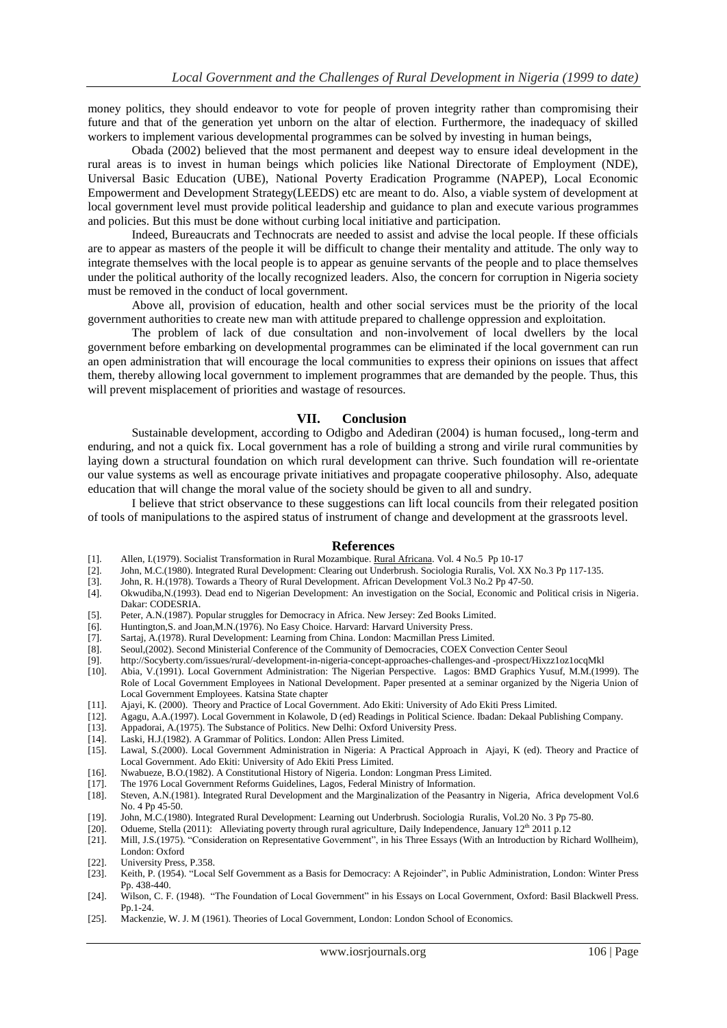money politics, they should endeavor to vote for people of proven integrity rather than compromising their future and that of the generation yet unborn on the altar of election. Furthermore, the inadequacy of skilled workers to implement various developmental programmes can be solved by investing in human beings,

Obada (2002) believed that the most permanent and deepest way to ensure ideal development in the rural areas is to invest in human beings which policies like National Directorate of Employment (NDE), Universal Basic Education (UBE), National Poverty Eradication Programme (NAPEP), Local Economic Empowerment and Development Strategy(LEEDS) etc are meant to do. Also, a viable system of development at local government level must provide political leadership and guidance to plan and execute various programmes and policies. But this must be done without curbing local initiative and participation.

Indeed, Bureaucrats and Technocrats are needed to assist and advise the local people. If these officials are to appear as masters of the people it will be difficult to change their mentality and attitude. The only way to integrate themselves with the local people is to appear as genuine servants of the people and to place themselves under the political authority of the locally recognized leaders. Also, the concern for corruption in Nigeria society must be removed in the conduct of local government.

Above all, provision of education, health and other social services must be the priority of the local government authorities to create new man with attitude prepared to challenge oppression and exploitation.

The problem of lack of due consultation and non-involvement of local dwellers by the local government before embarking on developmental programmes can be eliminated if the local government can run an open administration that will encourage the local communities to express their opinions on issues that affect them, thereby allowing local government to implement programmes that are demanded by the people. Thus, this will prevent misplacement of priorities and wastage of resources.

## VII. Conclusion

Sustainable development, according to Odigbo and Adediran (2004) is human focused,, long-term and enduring, and not a quick fix. Local government has a role of building a strong and virile rural communities by laying down a structural foundation on which rural development can thrive. Such foundation will re-orientate our value systems as well as encourage private initiatives and propagate cooperative philosophy. Also, adequate education that will change the moral value of the society should be given to all and sundry.

I believe that strict observance to these suggestions can lift local councils from their relegated position of tools of manipulations to the aspired status of instrument of change and development at the grassroots level.

## References

[1]. Allen, I.(1979). Socialist Transformation in Rural Mozambique. Rural Africana. Vol. 4 No.5 Pp 10-17
[2]. John, M.C.(1980). Integrated Rural Development: Clearing out Underbrush. Sociologia Ruralis, Vol. XX No.3 Pp 117-135.
[3]. John, R. H.(1978). Towards a Theory of Rural Development. African Development Vol.3 No.2 Pp 47-50.
[4]. Okwudiba,N.(1993). Dead end to Nigerian Development: An investigation on the Social, Economic and Political crisis in Nigeria. Dakar: CODESRIA.
[5]. Peter, A.N.(1987). Popular struggles for Democracy in Africa. New Jersey: Zed Books Limited.
[6]. Huntington,S. and Joan,M.N.(1976). No Easy Choice. Harvard: Harvard University Press.
[7]. Sartaj, A.(1978). Rural Development: Learning from China. London: Macmillan Press Limited.
[8]. Seoul,(2002). Second Ministerial Conference of the Community of Democracies, COEX Convection Center Seoul
[9]. http://Socyberty.com/issues/rural/-development-in-nigeria-concept-approaches-challenges-and -prospect/Hixzz1oz1ocqMkl
[10]. Abia, V.(1991). Local Government Administration: The Nigerian Perspective. Lagos: BMD Graphics Yusuf, M.M.(1999). The Role of Local Government Employees in National Development. Paper presented at a seminar organized by the Nigeria Union of Local Government Employees. Katsina State chapter
[11]. Ajayi, K. (2000). Theory and Practice of Local Government. Ado Ekiti: University of Ado Ekiti Press Limited.
[12]. Agagu, A.A.(1997). Local Government in Kolawole, D (ed) Readings in Political Science. Ibadan: Dekaal Publishing Company.
[13]. Appadorai, A.(1975). The Substance of Politics. New Delhi: Oxford University Press.
[14]. Laski, H.J.(1982). A Grammar of Politics. London: Allen Press Limited.
[15]. Lawal, S.(2000). Local Government Administration in Nigeria: A Practical Approach in Ajayi, K (ed). Theory and Practice of Local Government. Ado Ekiti: University of Ado Ekiti Press Limited.
[16]. Nwabueze, B.O.(1982). A Constitutional History of Nigeria. London: Longman Press Limited.
[17]. The 1976 Local Government Reforms Guidelines, Lagos, Federal Ministry of Information.
[18]. Steven, A.N.(1981). Integrated Rural Development and the Marginalization of the Peasantry in Nigeria, Africa development Vol.6 No. 4 Pp 45-50.
[19]. John, M.C.(1980). Integrated Rural Development: Learning out Underbrush. Sociologia Ruralis, Vol.20 No. 3 Pp 75-80.
[20]. Odueme, Stella (2011): Alleviating poverty through rural agriculture, Daily Independence, January 12th 2011 p.12
[21]. Mill, J.S.(1975). "Consideration on Representative Government", in his Three Essays (With an Introduction by Richard Wollheim), London: Oxford
[22]. University Press, P.358.
[23]. Keith, P. (1954). "Local Self Government as a Basis for Democracy: A Rejoinder", in Public Administration, London: Winter Press Pp. 438-440.
[24]. Wilson, C. F. (1948). "The Foundation of Local Government" in his Essays on Local Government, Oxford: Basil Blackwell Press. Pp.1-24.
[25]. Mackenzie, W. J. M (1961). Theories of Local Government, London: London School of Economics.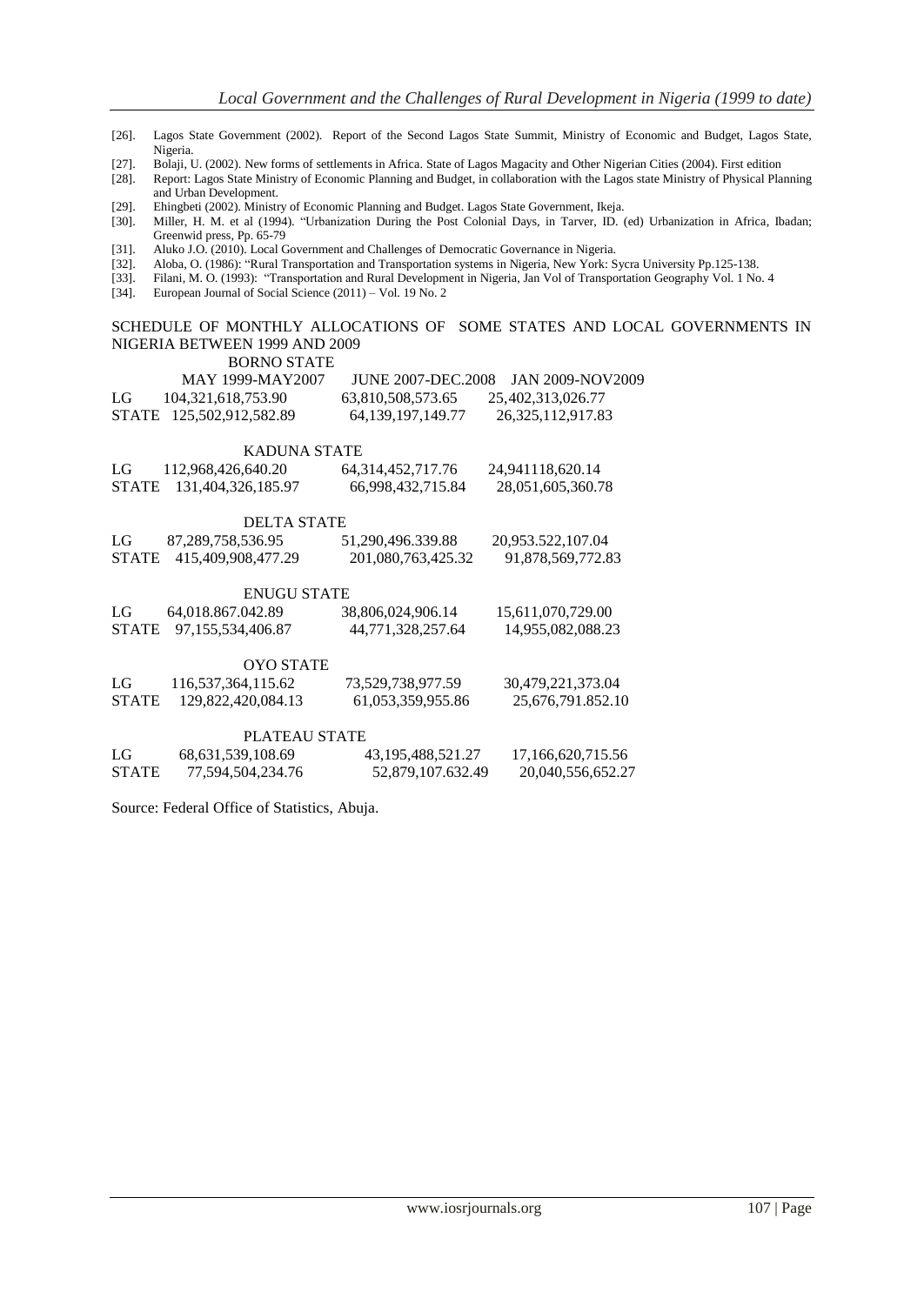[26]. Lagos State Government (2002). Report of the Second Lagos State Summit, Ministry of Economic and Budget, Lagos State, Nigeria.

[27]. Bolaji, U. (2002). New forms of settlements in Africa. State of Lagos Magacity and Other Nigerian Cities (2004). First edition

[28]. Report: Lagos State Ministry of Economic Planning and Budget, in collaboration with the Lagos state Ministry of Physical Planning and Urban Development.

[29]. Ehingbeti (2002). Ministry of Economic Planning and Budget. Lagos State Government, Ikeja.

[30]. Miller, H. M. et al (1994). "Urbanization During the Post Colonial Days, in Tarver, ID. (ed) Urbanization in Africa, Ibadan; Greenwid press, Pp. 65-79

[31]. Aluko J.O. (2010). Local Government and Challenges of Democratic Governance in Nigeria.

[32]. Aloba, O. (1986): "Rural Transportation and Transportation systems in Nigeria, New York: Sycra University Pp.125-138.

[33]. Filani, M. O. (1993): "Transportation and Rural Development in Nigeria, Jan Vol of Transportation Geography Vol. 1 No. 4

[34]. European Journal of Social Science (2011) – Vol. 19 No. 2

SCHEDULE OF MONTHLY ALLOCATIONS OF SOME STATES AND LOCAL GOVERNMENTS IN NIGERIA BETWEEN 1999 AND 2009

| | MAY 1999-MAY2007 | JUNE 2007-DEC.2008 | JAN 2009-NOV2009 |
|---|---|---|---|
| **BORNO STATE** | | | |
| LG | 104,321,618,753.90 | 63,810,508,573.65 | 25,402,313,026.77 |
| STATE | 125,502,912,582.89 | 64,139,197,149.77 | 26,325,112,917.83 |
| **KADUNA STATE** | | | |
| LG | 112,968,426,640.20 | 64,314,452,717.76 | 24,941118,620.14 |
| STATE | 131,404,326,185.97 | 66,998,432,715.84 | 28,051,605,360.78 |
| **DELTA STATE** | | | |
| LG | 87,289,758,536.95 | 51,290,496.339.88 | 20,953.522,107.04 |
| STATE | 415,409,908,477.29 | 201,080,763,425.32 | 91,878,569,772.83 |
| **ENUGU STATE** | | | |
| LG | 64,018.867.042.89 | 38,806,024,906.14 | 15,611,070,729.00 |
| STATE | 97,155,534,406.87 | 44,771,328,257.64 | 14,955,082,088.23 |
| **OYO STATE** | | | |
| LG | 116,537,364,115.62 | 73,529,738,977.59 | 30,479,221,373.04 |
| STATE | 129,822,420,084.13 | 61,053,359,955.86 | 25,676,791.852.10 |
| **PLATEAU STATE** | | | |
| LG | 68,631,539,108.69 | 43,195,488,521.27 | 17,166,620,715.56 |
| STATE | 77,594,504,234.76 | 52,879,107.632.49 | 20,040,556,652.27 |

Source: Federal Office of Statistics, Abuja.